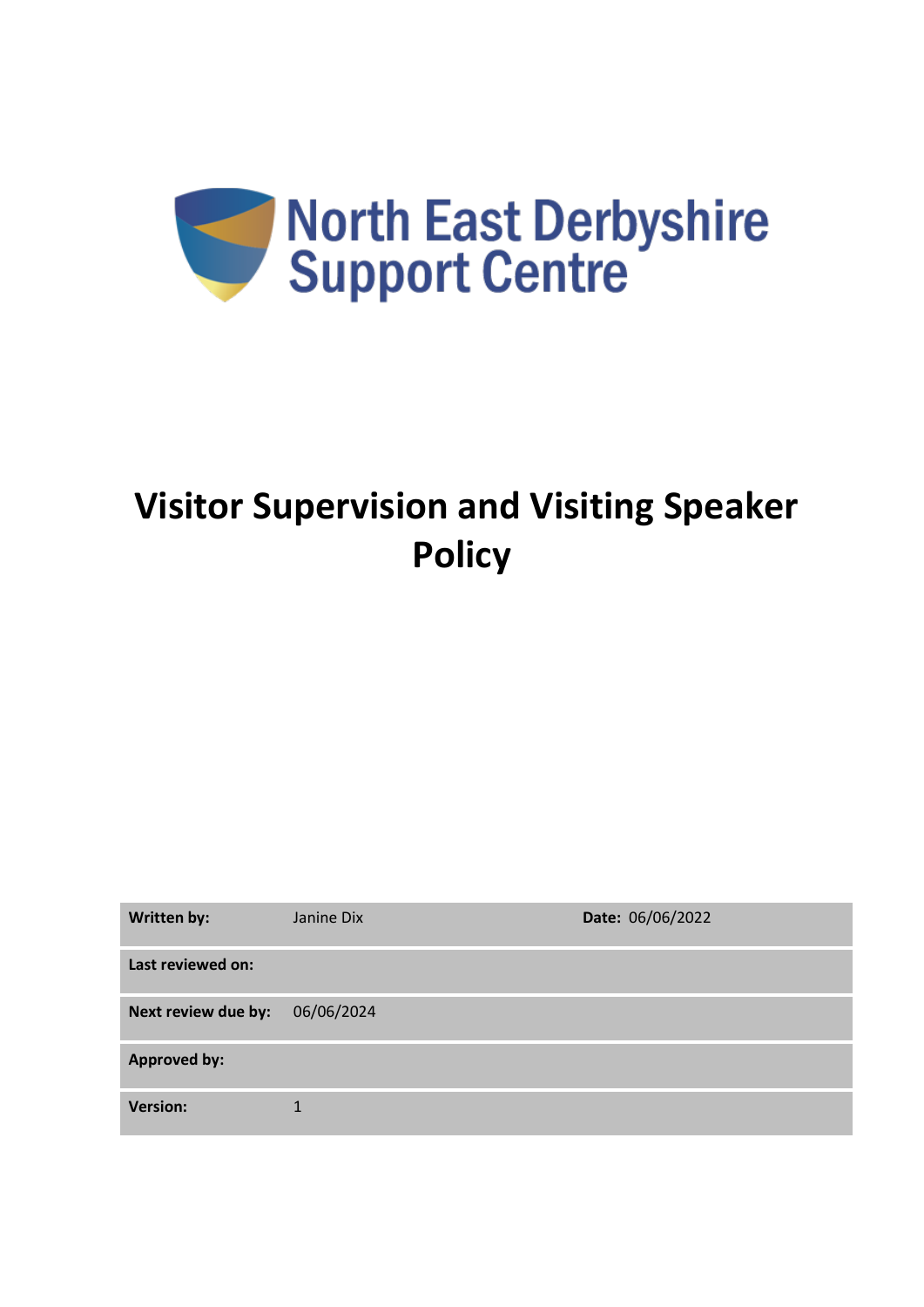North East Derbyshire Support Centre

# Visitor Supervision and Visiting Speaker Policy

| **Written by:** | Janine Dix | **Date:** 06/06/2022 |
|---|---|---|
| **Last reviewed on:** | | |
| **Next review due by:** | 06/06/2024 | |
| **Approved by:** | | |
| **Version:** | 1 | |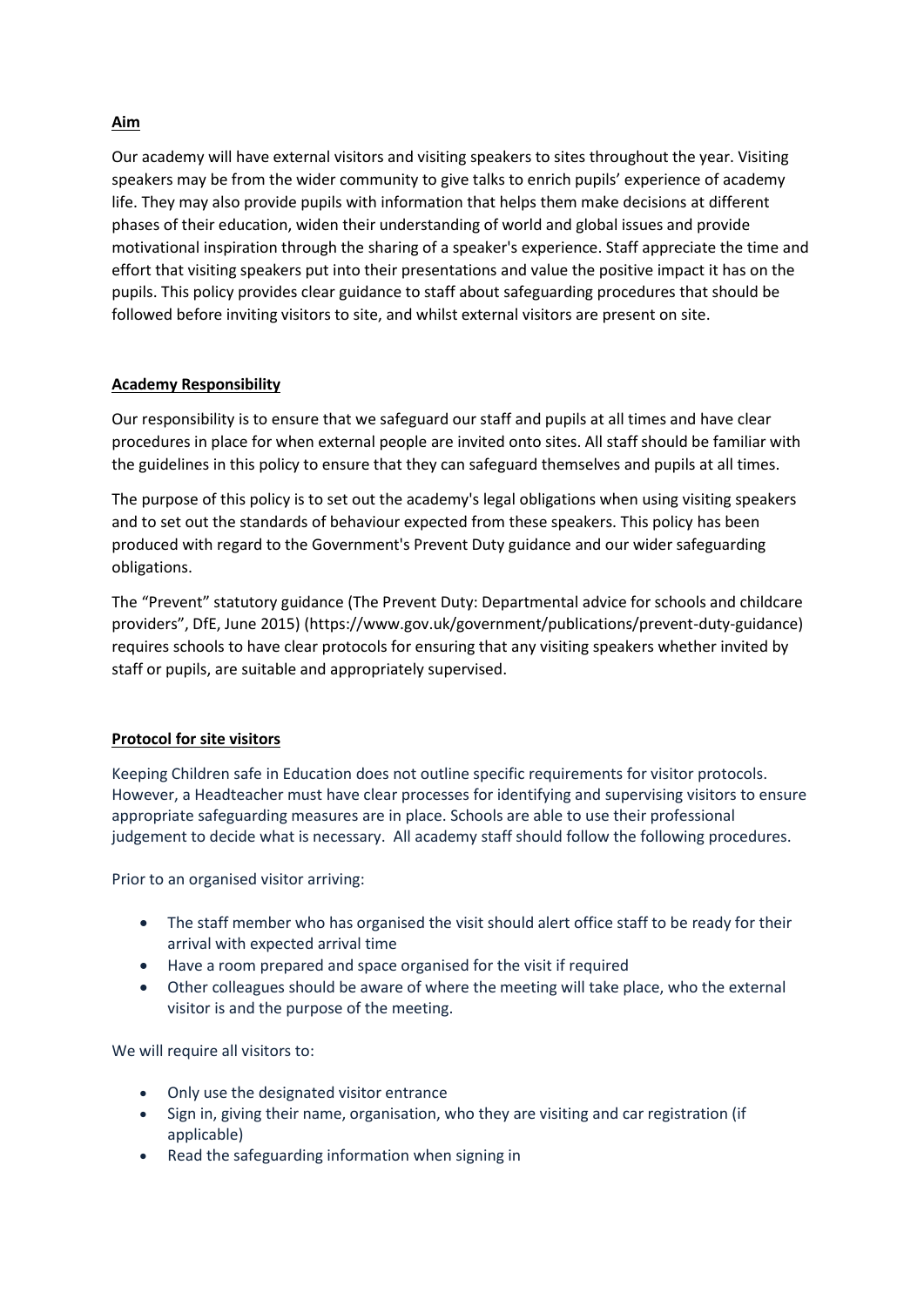## Aim

Our academy will have external visitors and visiting speakers to sites throughout the year. Visiting speakers may be from the wider community to give talks to enrich pupils' experience of academy life. They may also provide pupils with information that helps them make decisions at different phases of their education, widen their understanding of world and global issues and provide motivational inspiration through the sharing of a speaker's experience. Staff appreciate the time and effort that visiting speakers put into their presentations and value the positive impact it has on the pupils. This policy provides clear guidance to staff about safeguarding procedures that should be followed before inviting visitors to site, and whilst external visitors are present on site.

## Academy Responsibility

Our responsibility is to ensure that we safeguard our staff and pupils at all times and have clear procedures in place for when external people are invited onto sites. All staff should be familiar with the guidelines in this policy to ensure that they can safeguard themselves and pupils at all times.

The purpose of this policy is to set out the academy's legal obligations when using visiting speakers and to set out the standards of behaviour expected from these speakers. This policy has been produced with regard to the Government's Prevent Duty guidance and our wider safeguarding obligations.

The "Prevent" statutory guidance (The Prevent Duty: Departmental advice for schools and childcare providers", DfE, June 2015) (https://www.gov.uk/government/publications/prevent-duty-guidance) requires schools to have clear protocols for ensuring that any visiting speakers whether invited by staff or pupils, are suitable and appropriately supervised.

## Protocol for site visitors

Keeping Children safe in Education does not outline specific requirements for visitor protocols. However, a Headteacher must have clear processes for identifying and supervising visitors to ensure appropriate safeguarding measures are in place. Schools are able to use their professional judgement to decide what is necessary. All academy staff should follow the following procedures.

Prior to an organised visitor arriving:

- The staff member who has organised the visit should alert office staff to be ready for their arrival with expected arrival time
- Have a room prepared and space organised for the visit if required
- Other colleagues should be aware of where the meeting will take place, who the external visitor is and the purpose of the meeting.

We will require all visitors to:

- Only use the designated visitor entrance
- Sign in, giving their name, organisation, who they are visiting and car registration (if applicable)
- Read the safeguarding information when signing in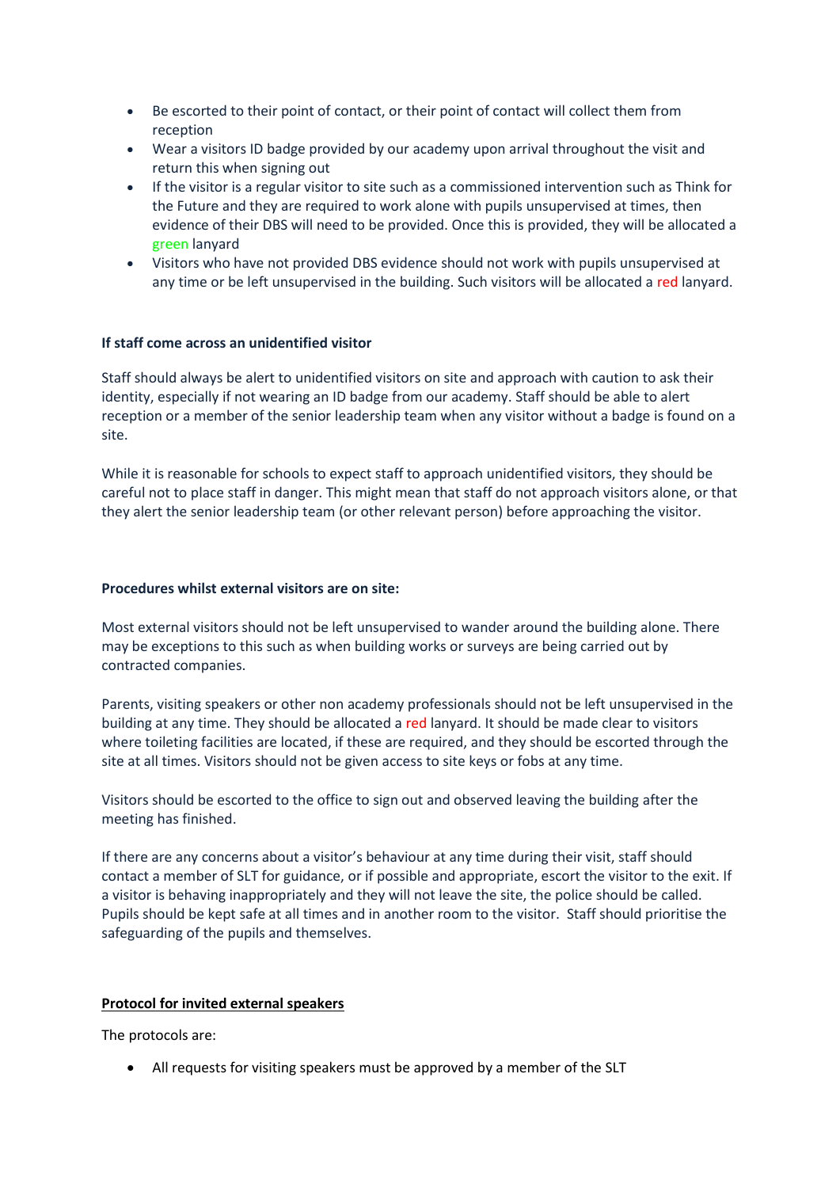- Be escorted to their point of contact, or their point of contact will collect them from reception
- Wear a visitors ID badge provided by our academy upon arrival throughout the visit and return this when signing out
- If the visitor is a regular visitor to site such as a commissioned intervention such as Think for the Future and they are required to work alone with pupils unsupervised at times, then evidence of their DBS will need to be provided. Once this is provided, they will be allocated a green lanyard
- Visitors who have not provided DBS evidence should not work with pupils unsupervised at any time or be left unsupervised in the building. Such visitors will be allocated a red lanyard.

**If staff come across an unidentified visitor**

Staff should always be alert to unidentified visitors on site and approach with caution to ask their identity, especially if not wearing an ID badge from our academy. Staff should be able to alert reception or a member of the senior leadership team when any visitor without a badge is found on a site.

While it is reasonable for schools to expect staff to approach unidentified visitors, they should be careful not to place staff in danger. This might mean that staff do not approach visitors alone, or that they alert the senior leadership team (or other relevant person) before approaching the visitor.

**Procedures whilst external visitors are on site:**

Most external visitors should not be left unsupervised to wander around the building alone. There may be exceptions to this such as when building works or surveys are being carried out by contracted companies.

Parents, visiting speakers or other non academy professionals should not be left unsupervised in the building at any time. They should be allocated a red lanyard. It should be made clear to visitors where toileting facilities are located, if these are required, and they should be escorted through the site at all times. Visitors should not be given access to site keys or fobs at any time.

Visitors should be escorted to the office to sign out and observed leaving the building after the meeting has finished.

If there are any concerns about a visitor's behaviour at any time during their visit, staff should contact a member of SLT for guidance, or if possible and appropriate, escort the visitor to the exit. If a visitor is behaving inappropriately and they will not leave the site, the police should be called. Pupils should be kept safe at all times and in another room to the visitor. Staff should prioritise the safeguarding of the pupils and themselves.

**Protocol for invited external speakers**

The protocols are:

- All requests for visiting speakers must be approved by a member of the SLT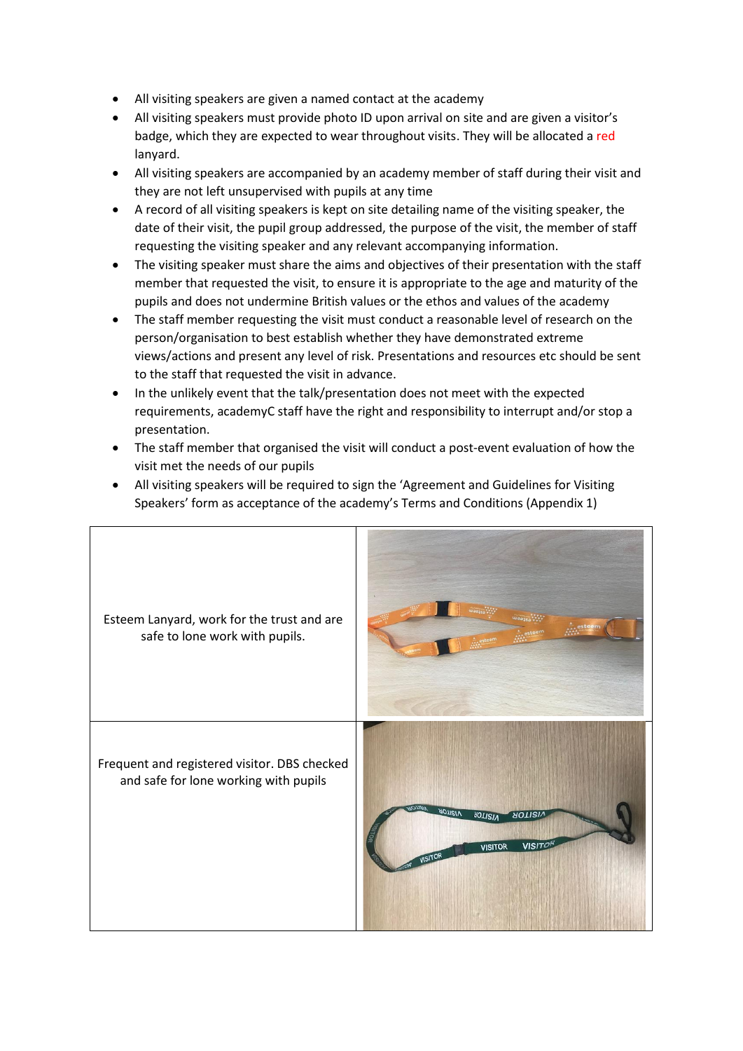- All visiting speakers are given a named contact at the academy
- All visiting speakers must provide photo ID upon arrival on site and are given a visitor's badge, which they are expected to wear throughout visits. They will be allocated a red lanyard.
- All visiting speakers are accompanied by an academy member of staff during their visit and they are not left unsupervised with pupils at any time
- A record of all visiting speakers is kept on site detailing name of the visiting speaker, the date of their visit, the pupil group addressed, the purpose of the visit, the member of staff requesting the visiting speaker and any relevant accompanying information.
- The visiting speaker must share the aims and objectives of their presentation with the staff member that requested the visit, to ensure it is appropriate to the age and maturity of the pupils and does not undermine British values or the ethos and values of the academy
- The staff member requesting the visit must conduct a reasonable level of research on the person/organisation to best establish whether they have demonstrated extreme views/actions and present any level of risk. Presentations and resources etc should be sent to the staff that requested the visit in advance.
- In the unlikely event that the talk/presentation does not meet with the expected requirements, academyC staff have the right and responsibility to interrupt and/or stop a presentation.
- The staff member that organised the visit will conduct a post-event evaluation of how the visit met the needs of our pupils
- All visiting speakers will be required to sign the 'Agreement and Guidelines for Visiting Speakers' form as acceptance of the academy's Terms and Conditions (Appendix 1)

| | |
|---|---|
| Esteem Lanyard, work for the trust and are safe to lone work with pupils. | |
| Frequent and registered visitor. DBS checked and safe for lone working with pupils | |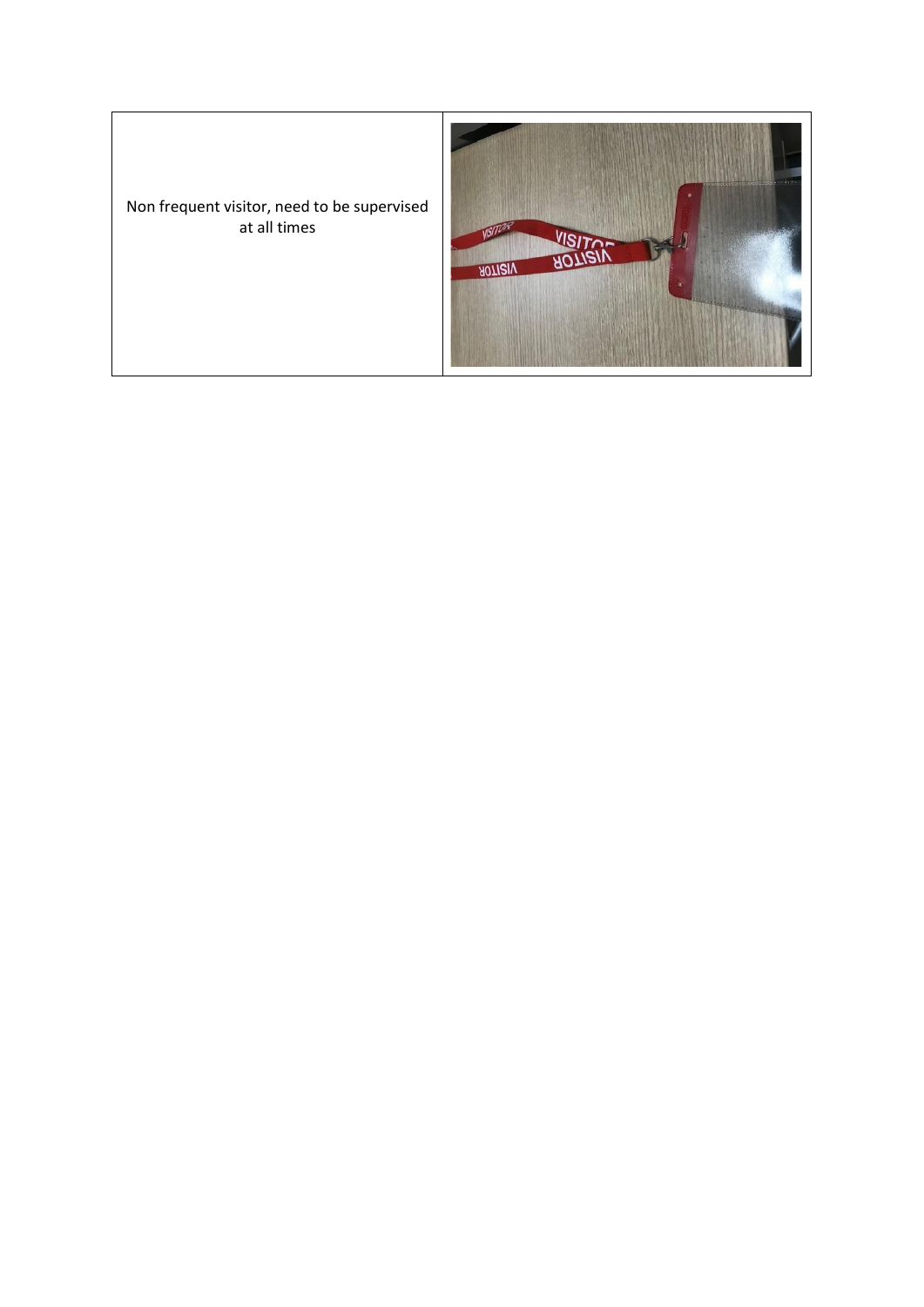| Non frequent visitor, need to be supervised at all times | |
|---|---|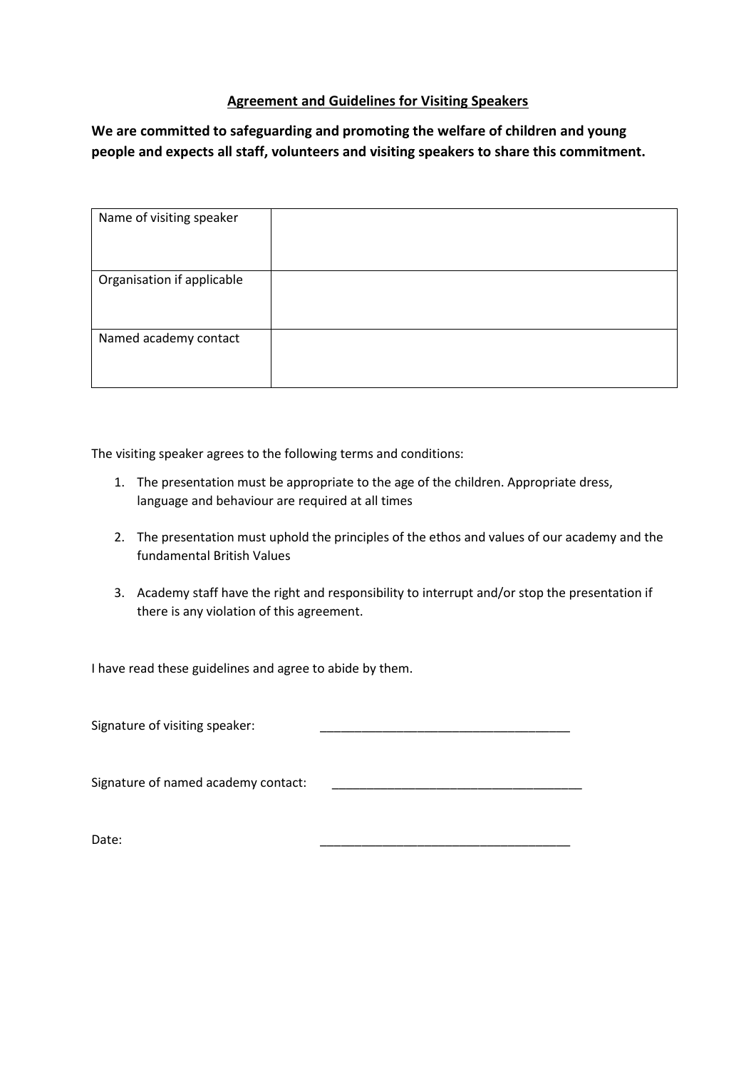## Agreement and Guidelines for Visiting Speakers

**We are committed to safeguarding and promoting the welfare of children and young people and expects all staff, volunteers and visiting speakers to share this commitment.**

| | |
|---|---|
| Name of visiting speaker | |
| Organisation if applicable | |
| Named academy contact | |

The visiting speaker agrees to the following terms and conditions:

1. The presentation must be appropriate to the age of the children. Appropriate dress, language and behaviour are required at all times
2. The presentation must uphold the principles of the ethos and values of our academy and the fundamental British Values
3. Academy staff have the right and responsibility to interrupt and/or stop the presentation if there is any violation of this agreement.

I have read these guidelines and agree to abide by them.

Signature of visiting speaker: ____________________________________

Signature of named academy contact: ____________________________________

Date: ____________________________________